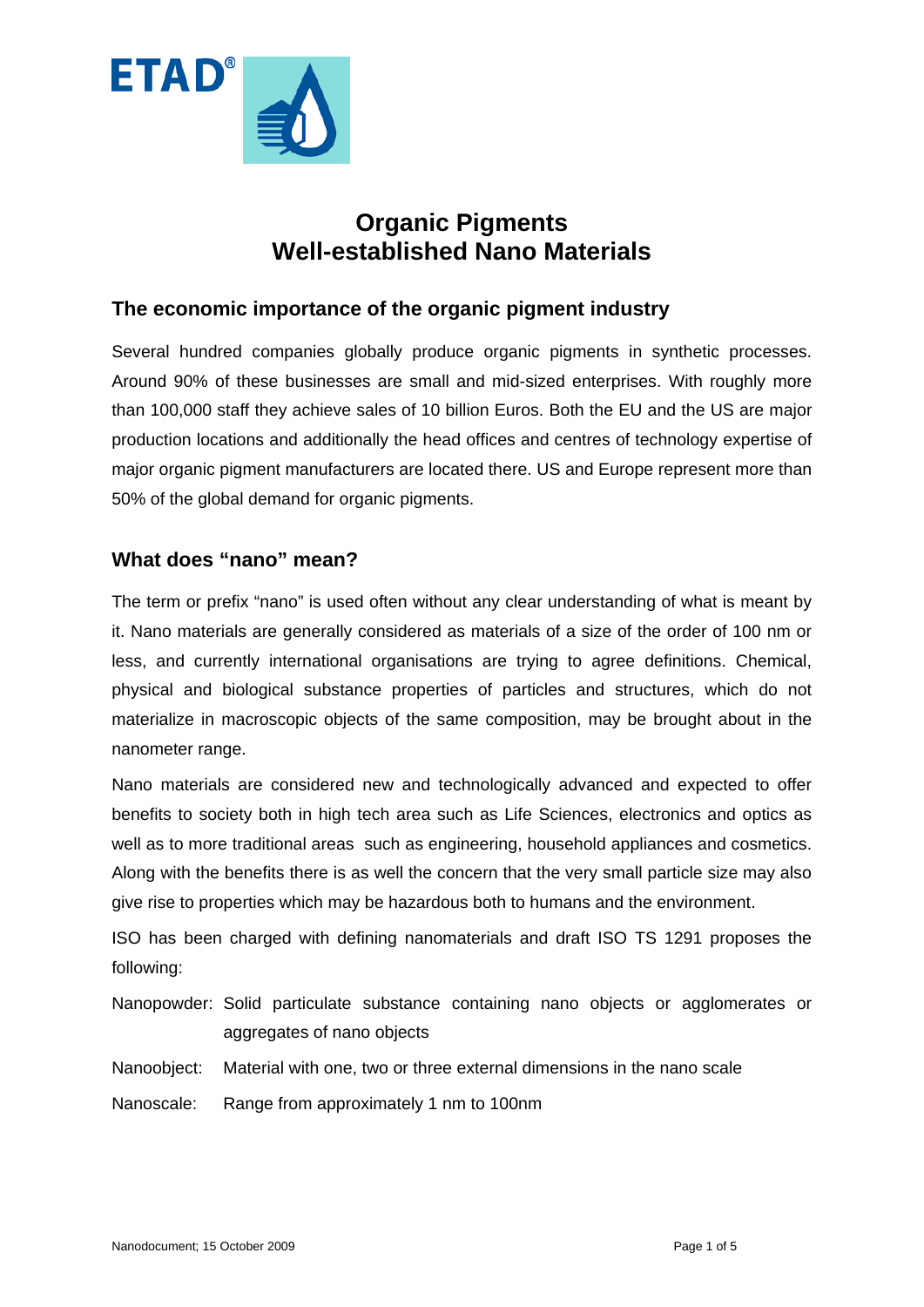ETAD®

# Organic Pigments
# Well-established Nano Materials

## The economic importance of the organic pigment industry

Several hundred companies globally produce organic pigments in synthetic processes. Around 90% of these businesses are small and mid-sized enterprises. With roughly more than 100,000 staff they achieve sales of 10 billion Euros. Both the EU and the US are major production locations and additionally the head offices and centres of technology expertise of major organic pigment manufacturers are located there. US and Europe represent more than 50% of the global demand for organic pigments.

## What does “nano” mean?

The term or prefix “nano” is used often without any clear understanding of what is meant by it. Nano materials are generally considered as materials of a size of the order of 100 nm or less, and currently international organisations are trying to agree definitions. Chemical, physical and biological substance properties of particles and structures, which do not materialize in macroscopic objects of the same composition, may be brought about in the nanometer range.

Nano materials are considered new and technologically advanced and expected to offer benefits to society both in high tech area such as Life Sciences, electronics and optics as well as to more traditional areas such as engineering, household appliances and cosmetics. Along with the benefits there is as well the concern that the very small particle size may also give rise to properties which may be hazardous both to humans and the environment.

ISO has been charged with defining nanomaterials and draft ISO TS 1291 proposes the following:

Nanopowder: Solid particulate substance containing nano objects or agglomerates or aggregates of nano objects

Nanoobject: Material with one, two or three external dimensions in the nano scale

Nanoscale: Range from approximately 1 nm to 100nm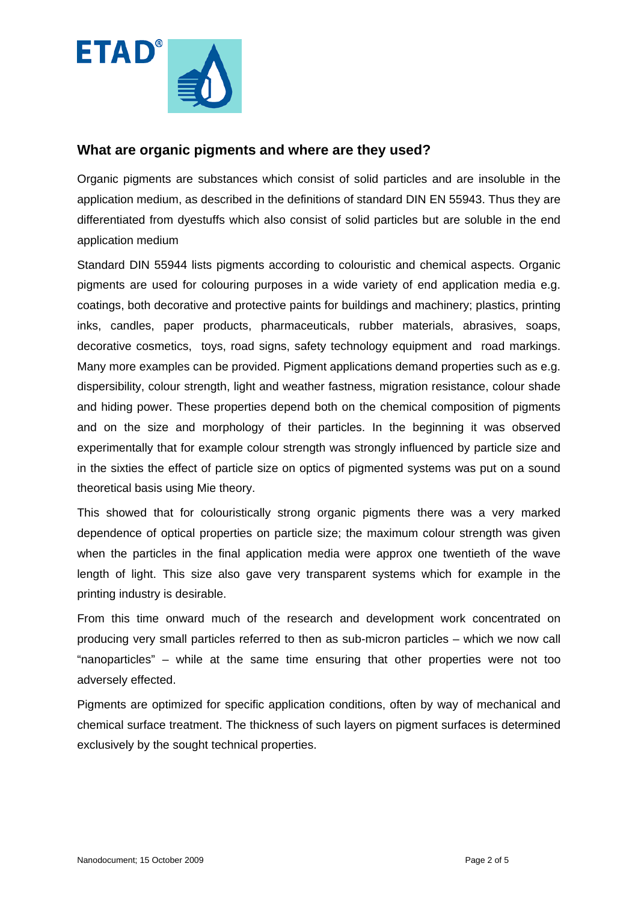## What are organic pigments and where are they used?

Organic pigments are substances which consist of solid particles and are insoluble in the application medium, as described in the definitions of standard DIN EN 55943. Thus they are differentiated from dyestuffs which also consist of solid particles but are soluble in the end application medium

Standard DIN 55944 lists pigments according to colouristic and chemical aspects. Organic pigments are used for colouring purposes in a wide variety of end application media e.g. coatings, both decorative and protective paints for buildings and machinery; plastics, printing inks, candles, paper products, pharmaceuticals, rubber materials, abrasives, soaps, decorative cosmetics, toys, road signs, safety technology equipment and road markings. Many more examples can be provided. Pigment applications demand properties such as e.g. dispersibility, colour strength, light and weather fastness, migration resistance, colour shade and hiding power. These properties depend both on the chemical composition of pigments and on the size and morphology of their particles. In the beginning it was observed experimentally that for example colour strength was strongly influenced by particle size and in the sixties the effect of particle size on optics of pigmented systems was put on a sound theoretical basis using Mie theory.

This showed that for colouristically strong organic pigments there was a very marked dependence of optical properties on particle size; the maximum colour strength was given when the particles in the final application media were approx one twentieth of the wave length of light. This size also gave very transparent systems which for example in the printing industry is desirable.

From this time onward much of the research and development work concentrated on producing very small particles referred to then as sub-micron particles – which we now call "nanoparticles" – while at the same time ensuring that other properties were not too adversely effected.

Pigments are optimized for specific application conditions, often by way of mechanical and chemical surface treatment. The thickness of such layers on pigment surfaces is determined exclusively by the sought technical properties.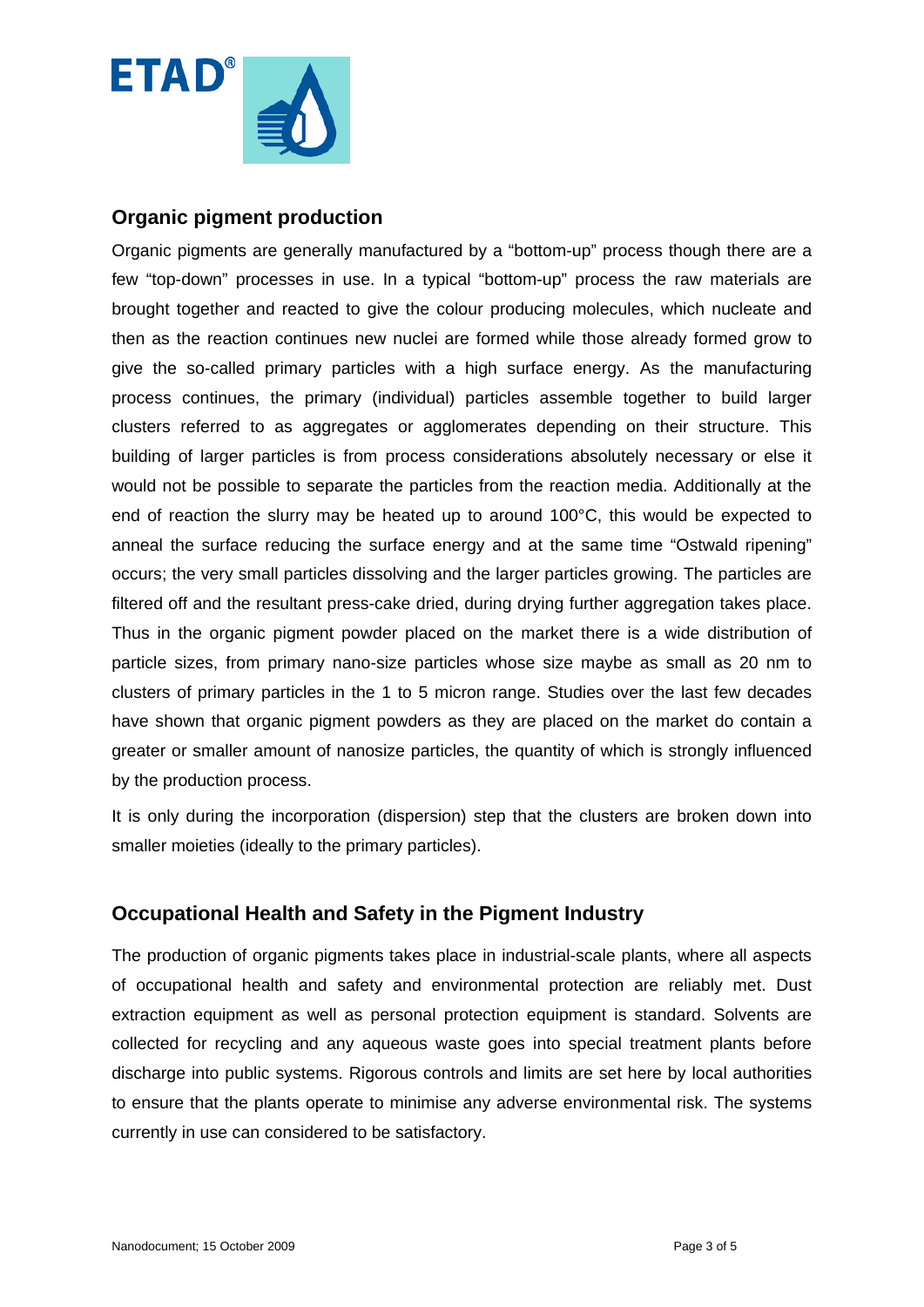## Organic pigment production

Organic pigments are generally manufactured by a “bottom-up” process though there are a few “top-down” processes in use. In a typical “bottom-up” process the raw materials are brought together and reacted to give the colour producing molecules, which nucleate and then as the reaction continues new nuclei are formed while those already formed grow to give the so-called primary particles with a high surface energy. As the manufacturing process continues, the primary (individual) particles assemble together to build larger clusters referred to as aggregates or agglomerates depending on their structure. This building of larger particles is from process considerations absolutely necessary or else it would not be possible to separate the particles from the reaction media. Additionally at the end of reaction the slurry may be heated up to around 100°C, this would be expected to anneal the surface reducing the surface energy and at the same time “Ostwald ripening” occurs; the very small particles dissolving and the larger particles growing. The particles are filtered off and the resultant press-cake dried, during drying further aggregation takes place. Thus in the organic pigment powder placed on the market there is a wide distribution of particle sizes, from primary nano-size particles whose size maybe as small as 20 nm to clusters of primary particles in the 1 to 5 micron range. Studies over the last few decades have shown that organic pigment powders as they are placed on the market do contain a greater or smaller amount of nanosize particles, the quantity of which is strongly influenced by the production process.

It is only during the incorporation (dispersion) step that the clusters are broken down into smaller moieties (ideally to the primary particles).

## Occupational Health and Safety in the Pigment Industry

The production of organic pigments takes place in industrial-scale plants, where all aspects of occupational health and safety and environmental protection are reliably met. Dust extraction equipment as well as personal protection equipment is standard. Solvents are collected for recycling and any aqueous waste goes into special treatment plants before discharge into public systems. Rigorous controls and limits are set here by local authorities to ensure that the plants operate to minimise any adverse environmental risk. The systems currently in use can considered to be satisfactory.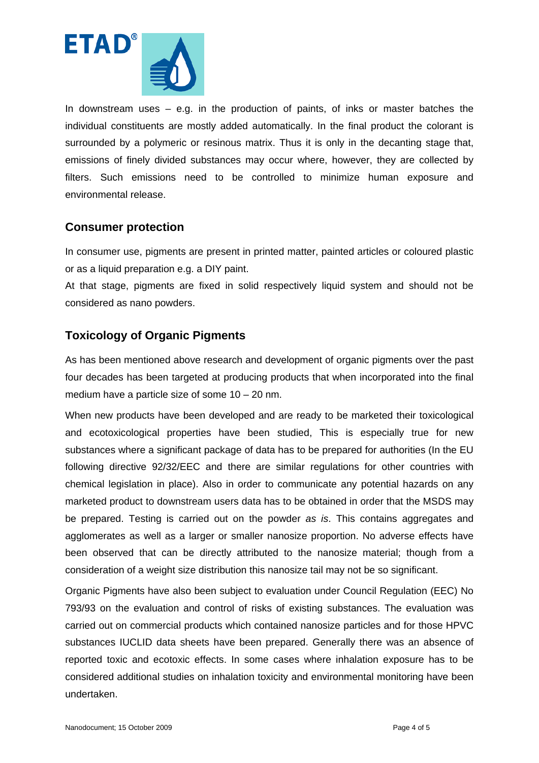In downstream uses – e.g. in the production of paints, of inks or master batches the individual constituents are mostly added automatically. In the final product the colorant is surrounded by a polymeric or resinous matrix. Thus it is only in the decanting stage that, emissions of finely divided substances may occur where, however, they are collected by filters. Such emissions need to be controlled to minimize human exposure and environmental release.

## Consumer protection

In consumer use, pigments are present in printed matter, painted articles or coloured plastic or as a liquid preparation e.g. a DIY paint.

At that stage, pigments are fixed in solid respectively liquid system and should not be considered as nano powders.

## Toxicology of Organic Pigments

As has been mentioned above research and development of organic pigments over the past four decades has been targeted at producing products that when incorporated into the final medium have a particle size of some 10 – 20 nm.

When new products have been developed and are ready to be marketed their toxicological and ecotoxicological properties have been studied, This is especially true for new substances where a significant package of data has to be prepared for authorities (In the EU following directive 92/32/EEC and there are similar regulations for other countries with chemical legislation in place). Also in order to communicate any potential hazards on any marketed product to downstream users data has to be obtained in order that the MSDS may be prepared. Testing is carried out on the powder *as is*. This contains aggregates and agglomerates as well as a larger or smaller nanosize proportion. No adverse effects have been observed that can be directly attributed to the nanosize material; though from a consideration of a weight size distribution this nanosize tail may not be so significant.

Organic Pigments have also been subject to evaluation under Council Regulation (EEC) No 793/93 on the evaluation and control of risks of existing substances. The evaluation was carried out on commercial products which contained nanosize particles and for those HPVC substances IUCLID data sheets have been prepared. Generally there was an absence of reported toxic and ecotoxic effects. In some cases where inhalation exposure has to be considered additional studies on inhalation toxicity and environmental monitoring have been undertaken.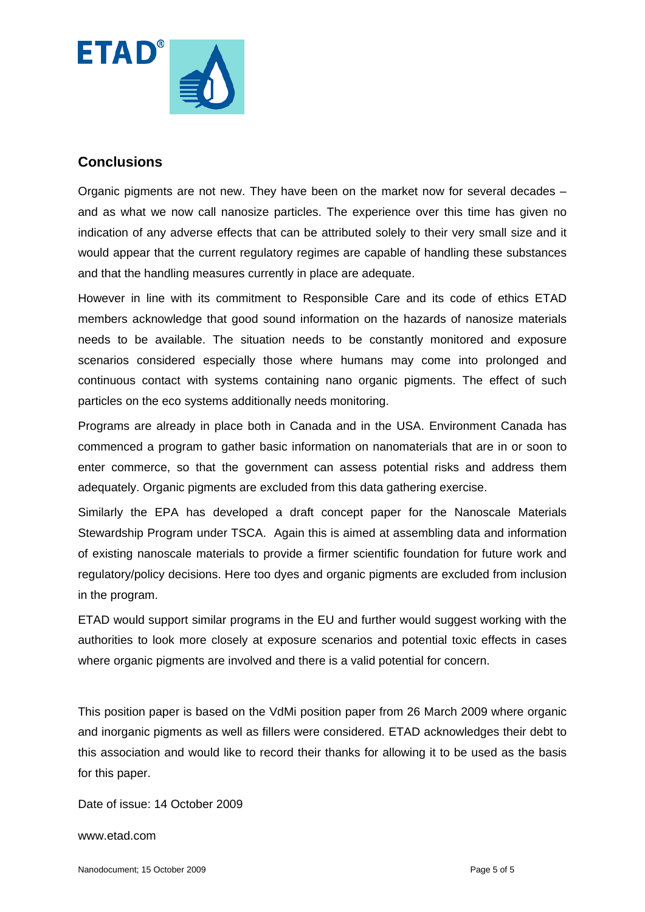## Conclusions

Organic pigments are not new. They have been on the market now for several decades – and as what we now call nanosize particles. The experience over this time has given no indication of any adverse effects that can be attributed solely to their very small size and it would appear that the current regulatory regimes are capable of handling these substances and that the handling measures currently in place are adequate.

However in line with its commitment to Responsible Care and its code of ethics ETAD members acknowledge that good sound information on the hazards of nanosize materials needs to be available. The situation needs to be constantly monitored and exposure scenarios considered especially those where humans may come into prolonged and continuous contact with systems containing nano organic pigments. The effect of such particles on the eco systems additionally needs monitoring.

Programs are already in place both in Canada and in the USA. Environment Canada has commenced a program to gather basic information on nanomaterials that are in or soon to enter commerce, so that the government can assess potential risks and address them adequately. Organic pigments are excluded from this data gathering exercise.

Similarly the EPA has developed a draft concept paper for the Nanoscale Materials Stewardship Program under TSCA. Again this is aimed at assembling data and information of existing nanoscale materials to provide a firmer scientific foundation for future work and regulatory/policy decisions. Here too dyes and organic pigments are excluded from inclusion in the program.

ETAD would support similar programs in the EU and further would suggest working with the authorities to look more closely at exposure scenarios and potential toxic effects in cases where organic pigments are involved and there is a valid potential for concern.

This position paper is based on the VdMi position paper from 26 March 2009 where organic and inorganic pigments as well as fillers were considered. ETAD acknowledges their debt to this association and would like to record their thanks for allowing it to be used as the basis for this paper.

Date of issue: 14 October 2009

www.etad.com